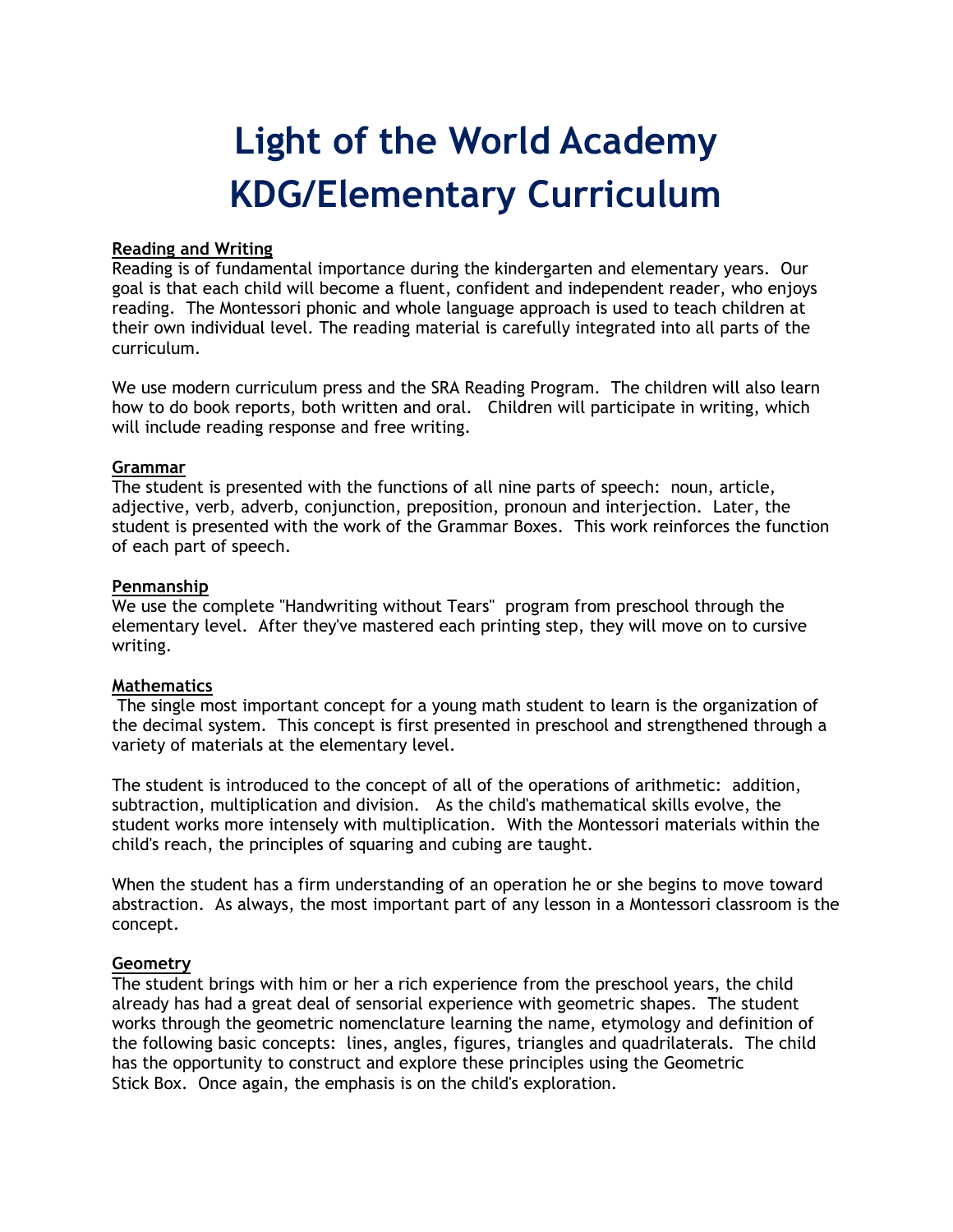# Light of the World Academy
# KDG/Elementary Curriculum

**Reading and Writing**

Reading is of fundamental importance during the kindergarten and elementary years. Our goal is that each child will become a fluent, confident and independent reader, who enjoys reading. The Montessori phonic and whole language approach is used to teach children at their own individual level. The reading material is carefully integrated into all parts of the curriculum.

We use modern curriculum press and the SRA Reading Program. The children will also learn how to do book reports, both written and oral. Children will participate in writing, which will include reading response and free writing.

**Grammar**

The student is presented with the functions of all nine parts of speech: noun, article, adjective, verb, adverb, conjunction, preposition, pronoun and interjection. Later, the student is presented with the work of the Grammar Boxes. This work reinforces the function of each part of speech.

**Penmanship**

We use the complete "Handwriting without Tears" program from preschool through the elementary level. After they've mastered each printing step, they will move on to cursive writing.

**Mathematics**

The single most important concept for a young math student to learn is the organization of the decimal system. This concept is first presented in preschool and strengthened through a variety of materials at the elementary level.

The student is introduced to the concept of all of the operations of arithmetic: addition, subtraction, multiplication and division. As the child's mathematical skills evolve, the student works more intensely with multiplication. With the Montessori materials within the child's reach, the principles of squaring and cubing are taught.

When the student has a firm understanding of an operation he or she begins to move toward abstraction. As always, the most important part of any lesson in a Montessori classroom is the concept.

**Geometry**

The student brings with him or her a rich experience from the preschool years, the child already has had a great deal of sensorial experience with geometric shapes. The student works through the geometric nomenclature learning the name, etymology and definition of the following basic concepts: lines, angles, figures, triangles and quadrilaterals. The child has the opportunity to construct and explore these principles using the Geometric Stick Box. Once again, the emphasis is on the child's exploration.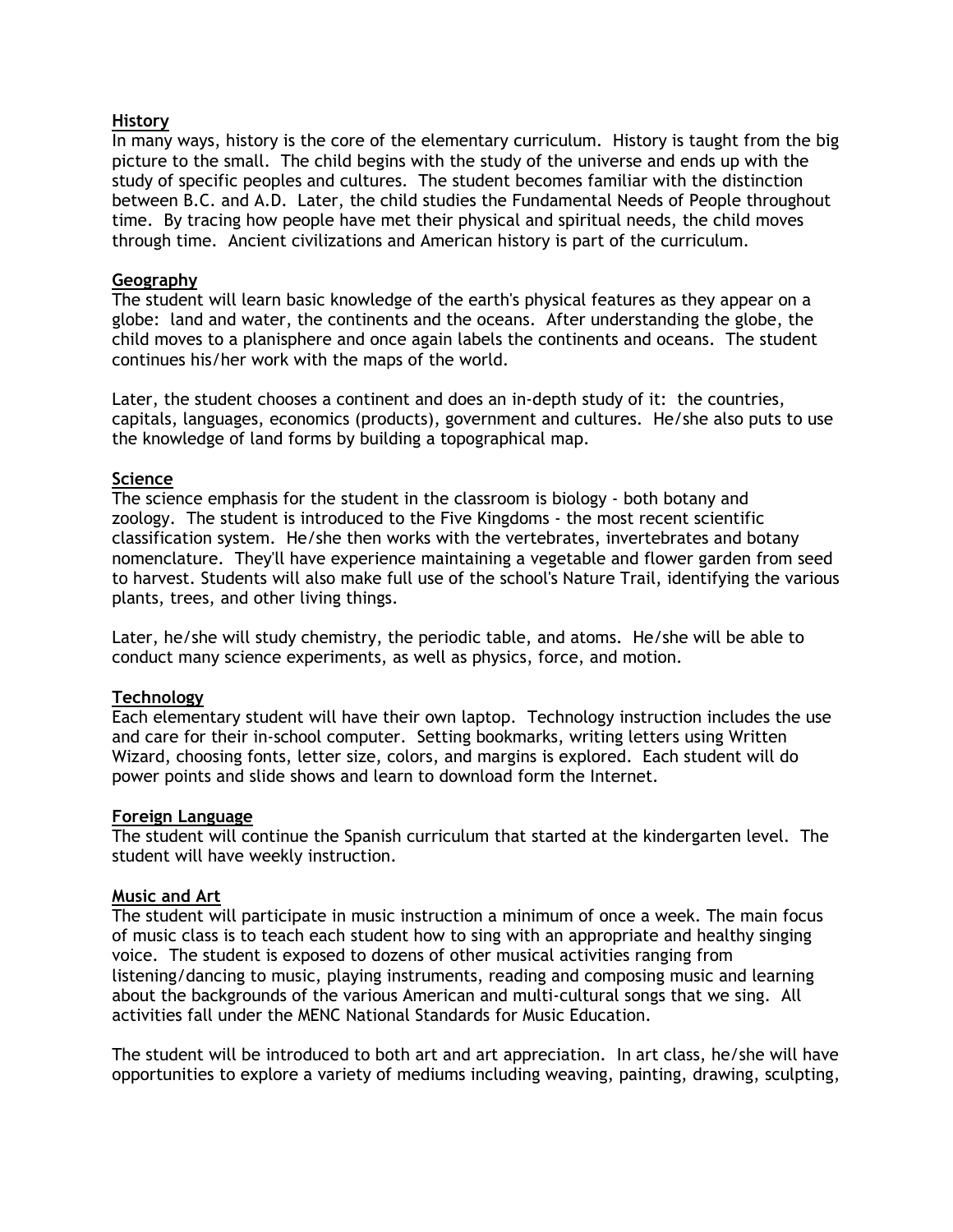**History**
In many ways, history is the core of the elementary curriculum. History is taught from the big picture to the small. The child begins with the study of the universe and ends up with the study of specific peoples and cultures. The student becomes familiar with the distinction between B.C. and A.D. Later, the child studies the Fundamental Needs of People throughout time. By tracing how people have met their physical and spiritual needs, the child moves through time. Ancient civilizations and American history is part of the curriculum.

**Geography**
The student will learn basic knowledge of the earth's physical features as they appear on a globe: land and water, the continents and the oceans. After understanding the globe, the child moves to a planisphere and once again labels the continents and oceans. The student continues his/her work with the maps of the world.

Later, the student chooses a continent and does an in-depth study of it: the countries, capitals, languages, economics (products), government and cultures. He/she also puts to use the knowledge of land forms by building a topographical map.

**Science**
The science emphasis for the student in the classroom is biology - both botany and zoology. The student is introduced to the Five Kingdoms - the most recent scientific classification system. He/she then works with the vertebrates, invertebrates and botany nomenclature. They'll have experience maintaining a vegetable and flower garden from seed to harvest. Students will also make full use of the school's Nature Trail, identifying the various plants, trees, and other living things.

Later, he/she will study chemistry, the periodic table, and atoms. He/she will be able to conduct many science experiments, as well as physics, force, and motion.

**Technology**
Each elementary student will have their own laptop. Technology instruction includes the use and care for their in-school computer. Setting bookmarks, writing letters using Written Wizard, choosing fonts, letter size, colors, and margins is explored. Each student will do power points and slide shows and learn to download form the Internet.

**Foreign Language**
The student will continue the Spanish curriculum that started at the kindergarten level. The student will have weekly instruction.

**Music and Art**
The student will participate in music instruction a minimum of once a week. The main focus of music class is to teach each student how to sing with an appropriate and healthy singing voice. The student is exposed to dozens of other musical activities ranging from listening/dancing to music, playing instruments, reading and composing music and learning about the backgrounds of the various American and multi-cultural songs that we sing. All activities fall under the MENC National Standards for Music Education.

The student will be introduced to both art and art appreciation. In art class, he/she will have opportunities to explore a variety of mediums including weaving, painting, drawing, sculpting,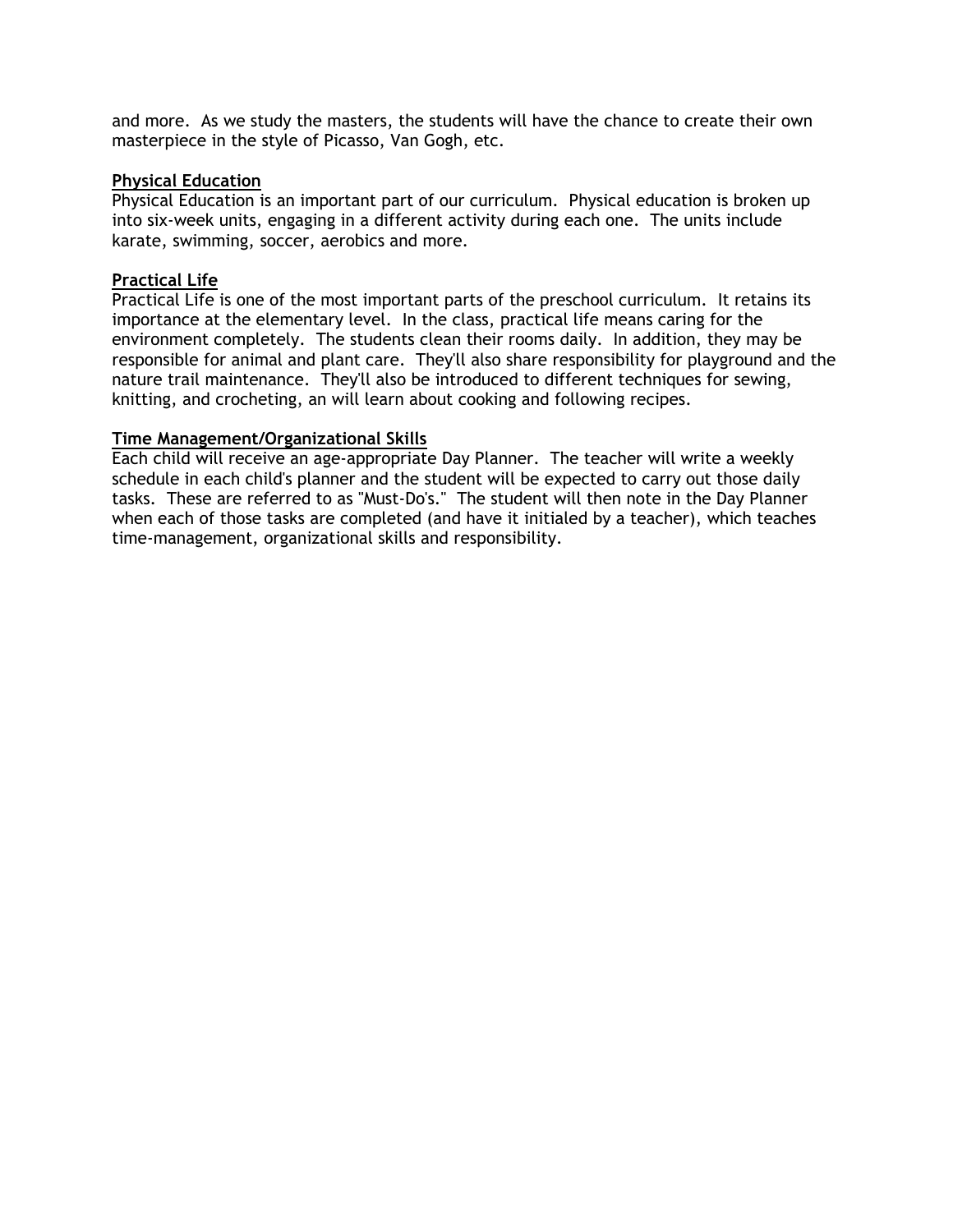and more.  As we study the masters, the students will have the chance to create their own masterpiece in the style of Picasso, Van Gogh, etc.

**Physical Education**

Physical Education is an important part of our curriculum.  Physical education is broken up into six-week units, engaging in a different activity during each one.  The units include karate, swimming, soccer, aerobics and more.

**Practical Life**

Practical Life is one of the most important parts of the preschool curriculum.  It retains its importance at the elementary level.  In the class, practical life means caring for the environment completely.  The students clean their rooms daily.  In addition, they may be responsible for animal and plant care.  They'll also share responsibility for playground and the nature trail maintenance.  They'll also be introduced to different techniques for sewing, knitting, and crocheting, an will learn about cooking and following recipes.

**Time Management/Organizational Skills**

Each child will receive an age-appropriate Day Planner.  The teacher will write a weekly schedule in each child's planner and the student will be expected to carry out those daily tasks.  These are referred to as "Must-Do's."  The student will then note in the Day Planner when each of those tasks are completed (and have it initialed by a teacher), which teaches time-management, organizational skills and responsibility.